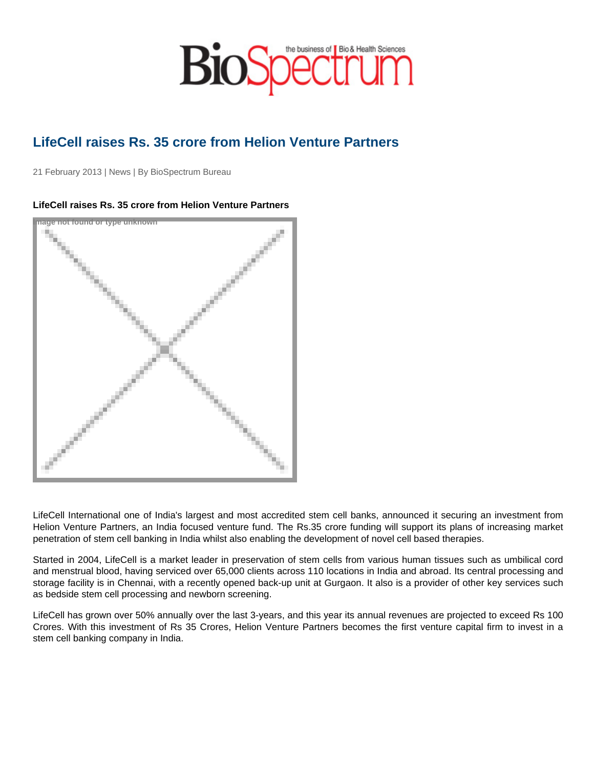# LifeCell raises Rs. 35 crore from Helion Venture Partners

21 February 2013 | News | By BioSpectrum Bureau

**LifeCell raises Rs. 35 crore from Helion Venture Partners**

LifeCell International one of India's largest and most accredited stem cell banks, announced it securing an investment from Helion Venture Partners, an India focused venture fund. The Rs.35 crore funding will support its plans of increasing market penetration of stem cell banking in India whilst also enabling the development of novel cell based therapies.

Started in 2004, LifeCell is a market leader in preservation of stem cells from various human tissues such as umbilical cord and menstrual blood, having serviced over 65,000 clients across 110 locations in India and abroad. Its central processing and storage facility is in Chennai, with a recently opened back-up unit at Gurgaon. It also is a provider of other key services such as bedside stem cell processing and newborn screening.

LifeCell has grown over 50% annually over the last 3-years, and this year its annual revenues are projected to exceed Rs 100 Crores. With this investment of Rs 35 Crores, Helion Venture Partners becomes the first venture capital firm to invest in a stem cell banking company in India.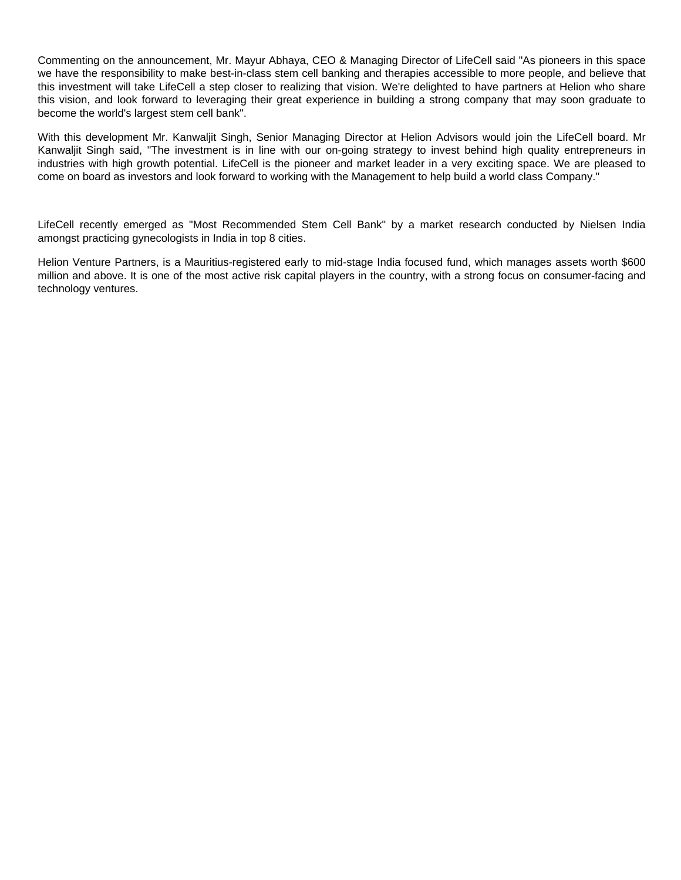Commenting on the announcement, Mr. Mayur Abhaya, CEO & Managing Director of LifeCell said "As pioneers in this space we have the responsibility to make best-in-class stem cell banking and therapies accessible to more people, and believe that this investment will take LifeCell a step closer to realizing that vision. We're delighted to have partners at Helion who share this vision, and look forward to leveraging their great experience in building a strong company that may soon graduate to become the world's largest stem cell bank".

With this development Mr. Kanwaljit Singh, Senior Managing Director at Helion Advisors would join the LifeCell board. Mr Kanwaljit Singh said, "The investment is in line with our on-going strategy to invest behind high quality entrepreneurs in industries with high growth potential. LifeCell is the pioneer and market leader in a very exciting space. We are pleased to come on board as investors and look forward to working with the Management to help build a world class Company."

LifeCell recently emerged as "Most Recommended Stem Cell Bank" by a market research conducted by Nielsen India amongst practicing gynecologists in India in top 8 cities.

Helion Venture Partners, is a Mauritius-registered early to mid-stage India focused fund, which manages assets worth $600 million and above. It is one of the most active risk capital players in the country, with a strong focus on consumer-facing and technology ventures.